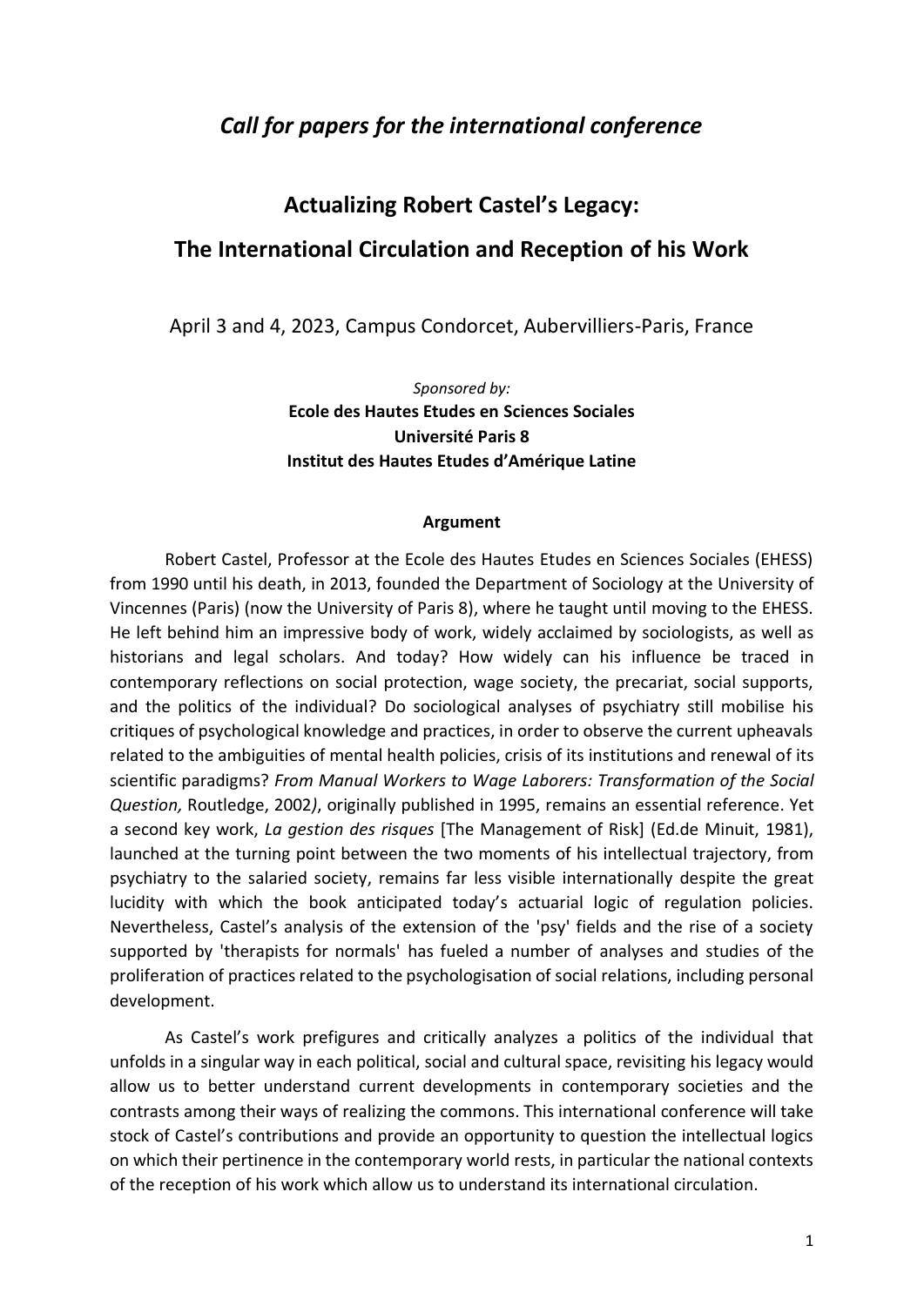## *Call for papers for the international conference*

# Actualizing Robert Castel's Legacy:

# The International Circulation and Reception of his Work

April 3 and 4, 2023, Campus Condorcet, Aubervilliers-Paris, France

*Sponsored by:*
**Ecole des Hautes Etudes en Sciences Sociales**
**Université Paris 8**
**Institut des Hautes Etudes d'Amérique Latine**

### Argument

Robert Castel, Professor at the Ecole des Hautes Etudes en Sciences Sociales (EHESS) from 1990 until his death, in 2013, founded the Department of Sociology at the University of Vincennes (Paris) (now the University of Paris 8), where he taught until moving to the EHESS. He left behind him an impressive body of work, widely acclaimed by sociologists, as well as historians and legal scholars. And today? How widely can his influence be traced in contemporary reflections on social protection, wage society, the precariat, social supports, and the politics of the individual? Do sociological analyses of psychiatry still mobilise his critiques of psychological knowledge and practices, in order to observe the current upheavals related to the ambiguities of mental health policies, crisis of its institutions and renewal of its scientific paradigms? *From Manual Workers to Wage Laborers: Transformation of the Social Question,* Routledge, 2002*)*, originally published in 1995, remains an essential reference. Yet a second key work, *La gestion des risques* [The Management of Risk] (Ed.de Minuit, 1981), launched at the turning point between the two moments of his intellectual trajectory, from psychiatry to the salaried society, remains far less visible internationally despite the great lucidity with which the book anticipated today's actuarial logic of regulation policies. Nevertheless, Castel's analysis of the extension of the 'psy' fields and the rise of a society supported by 'therapists for normals' has fueled a number of analyses and studies of the proliferation of practices related to the psychologisation of social relations, including personal development.

As Castel's work prefigures and critically analyzes a politics of the individual that unfolds in a singular way in each political, social and cultural space, revisiting his legacy would allow us to better understand current developments in contemporary societies and the contrasts among their ways of realizing the commons. This international conference will take stock of Castel's contributions and provide an opportunity to question the intellectual logics on which their pertinence in the contemporary world rests, in particular the national contexts of the reception of his work which allow us to understand its international circulation.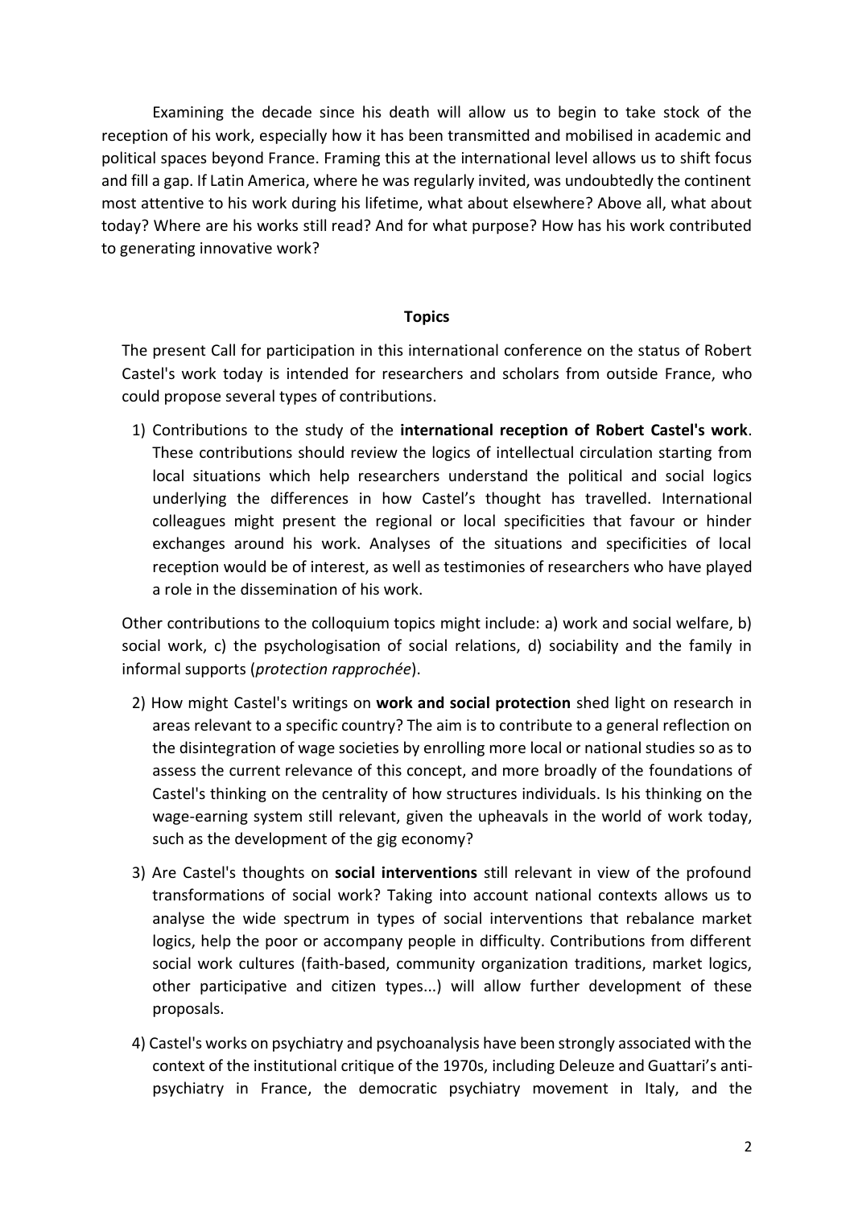Examining the decade since his death will allow us to begin to take stock of the reception of his work, especially how it has been transmitted and mobilised in academic and political spaces beyond France. Framing this at the international level allows us to shift focus and fill a gap. If Latin America, where he was regularly invited, was undoubtedly the continent most attentive to his work during his lifetime, what about elsewhere? Above all, what about today? Where are his works still read? And for what purpose? How has his work contributed to generating innovative work?

## Topics

The present Call for participation in this international conference on the status of Robert Castel's work today is intended for researchers and scholars from outside France, who could propose several types of contributions.

1) Contributions to the study of the **international reception of Robert Castel's work**. These contributions should review the logics of intellectual circulation starting from local situations which help researchers understand the political and social logics underlying the differences in how Castel's thought has travelled. International colleagues might present the regional or local specificities that favour or hinder exchanges around his work. Analyses of the situations and specificities of local reception would be of interest, as well as testimonies of researchers who have played a role in the dissemination of his work.

Other contributions to the colloquium topics might include: a) work and social welfare, b) social work, c) the psychologisation of social relations, d) sociability and the family in informal supports (*protection rapprochée*).

2) How might Castel's writings on **work and social protection** shed light on research in areas relevant to a specific country? The aim is to contribute to a general reflection on the disintegration of wage societies by enrolling more local or national studies so as to assess the current relevance of this concept, and more broadly of the foundations of Castel's thinking on the centrality of how structures individuals. Is his thinking on the wage-earning system still relevant, given the upheavals in the world of work today, such as the development of the gig economy?

3) Are Castel's thoughts on **social interventions** still relevant in view of the profound transformations of social work? Taking into account national contexts allows us to analyse the wide spectrum in types of social interventions that rebalance market logics, help the poor or accompany people in difficulty. Contributions from different social work cultures (faith-based, community organization traditions, market logics, other participative and citizen types...) will allow further development of these proposals.

4) Castel's works on psychiatry and psychoanalysis have been strongly associated with the context of the institutional critique of the 1970s, including Deleuze and Guattari's anti-psychiatry in France, the democratic psychiatry movement in Italy, and the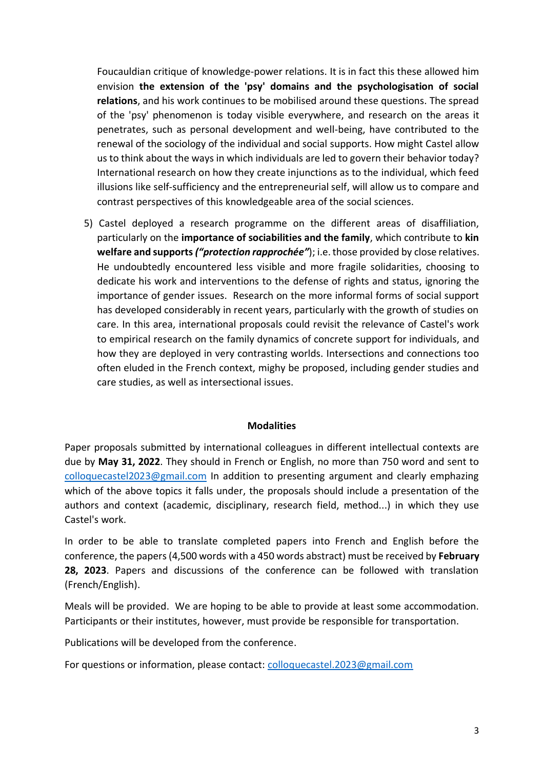Foucauldian critique of knowledge-power relations. It is in fact this these allowed him envision **the extension of the 'psy' domains and the psychologisation of social relations**, and his work continues to be mobilised around these questions. The spread of the 'psy' phenomenon is today visible everywhere, and research on the areas it penetrates, such as personal development and well-being, have contributed to the renewal of the sociology of the individual and social supports. How might Castel allow us to think about the ways in which individuals are led to govern their behavior today? International research on how they create injunctions as to the individual, which feed illusions like self-sufficiency and the entrepreneurial self, will allow us to compare and contrast perspectives of this knowledgeable area of the social sciences.

5) Castel deployed a research programme on the different areas of disaffiliation, particularly on the **importance of sociabilities and the family**, which contribute to **kin welfare and supports *("protection rapprochée")***; i.e. those provided by close relatives. He undoubtedly encountered less visible and more fragile solidarities, choosing to dedicate his work and interventions to the defense of rights and status, ignoring the importance of gender issues. Research on the more informal forms of social support has developed considerably in recent years, particularly with the growth of studies on care. In this area, international proposals could revisit the relevance of Castel's work to empirical research on the family dynamics of concrete support for individuals, and how they are deployed in very contrasting worlds. Intersections and connections too often eluded in the French context, mighy be proposed, including gender studies and care studies, as well as intersectional issues.

## Modalities

Paper proposals submitted by international colleagues in different intellectual contexts are due by **May 31, 2022**. They should in French or English, no more than 750 word and sent to colloquecastel2023@gmail.com In addition to presenting argument and clearly emphazing which of the above topics it falls under, the proposals should include a presentation of the authors and context (academic, disciplinary, research field, method...) in which they use Castel's work.

In order to be able to translate completed papers into French and English before the conference, the papers (4,500 words with a 450 words abstract) must be received by **February 28, 2023**. Papers and discussions of the conference can be followed with translation (French/English).

Meals will be provided. We are hoping to be able to provide at least some accommodation. Participants or their institutes, however, must provide be responsible for transportation.

Publications will be developed from the conference.

For questions or information, please contact: colloquecastel.2023@gmail.com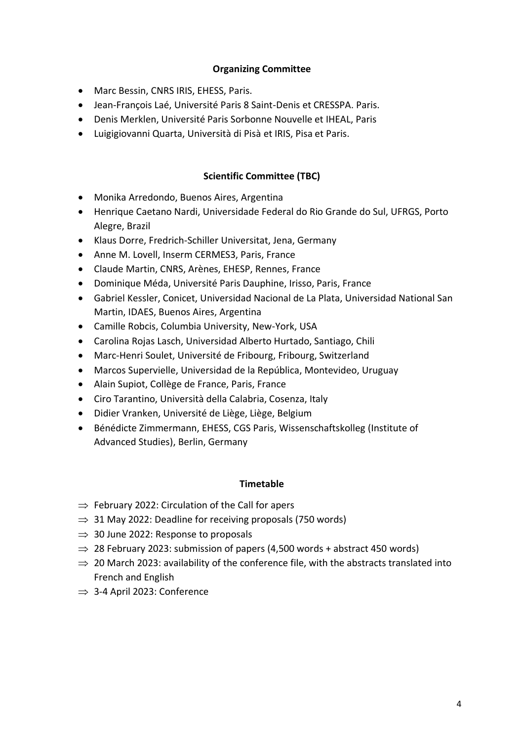**Organizing Committee**

- Marc Bessin, CNRS IRIS, EHESS, Paris.
- Jean-François Laé, Université Paris 8 Saint-Denis et CRESSPA. Paris.
- Denis Merklen, Université Paris Sorbonne Nouvelle et IHEAL, Paris
- Luigigiovanni Quarta, Università di Pisà et IRIS, Pisa et Paris.

**Scientific Committee (TBC)**

- Monika Arredondo, Buenos Aires, Argentina
- Henrique Caetano Nardi, Universidade Federal do Rio Grande do Sul, UFRGS, Porto Alegre, Brazil
- Klaus Dorre, Fredrich-Schiller Universitat, Jena, Germany
- Anne M. Lovell, Inserm CERMES3, Paris, France
- Claude Martin, CNRS, Arènes, EHESP, Rennes, France
- Dominique Méda, Université Paris Dauphine, Irisso, Paris, France
- Gabriel Kessler, Conicet, Universidad Nacional de La Plata, Universidad National San Martin, IDAES, Buenos Aires, Argentina
- Camille Robcis, Columbia University, New-York, USA
- Carolina Rojas Lasch, Universidad Alberto Hurtado, Santiago, Chili
- Marc-Henri Soulet, Université de Fribourg, Fribourg, Switzerland
- Marcos Supervielle, Universidad de la República, Montevideo, Uruguay
- Alain Supiot, Collège de France, Paris, France
- Ciro Tarantino, Università della Calabria, Cosenza, Italy
- Didier Vranken, Université de Liège, Liège, Belgium
- Bénédicte Zimmermann, EHESS, CGS Paris, Wissenschaftskolleg (Institute of Advanced Studies), Berlin, Germany

**Timetable**

- ⇒ February 2022: Circulation of the Call for apers
- ⇒ 31 May 2022: Deadline for receiving proposals (750 words)
- ⇒ 30 June 2022: Response to proposals
- ⇒ 28 February 2023: submission of papers (4,500 words + abstract 450 words)
- ⇒ 20 March 2023: availability of the conference file, with the abstracts translated into French and English
- ⇒ 3-4 April 2023: Conference